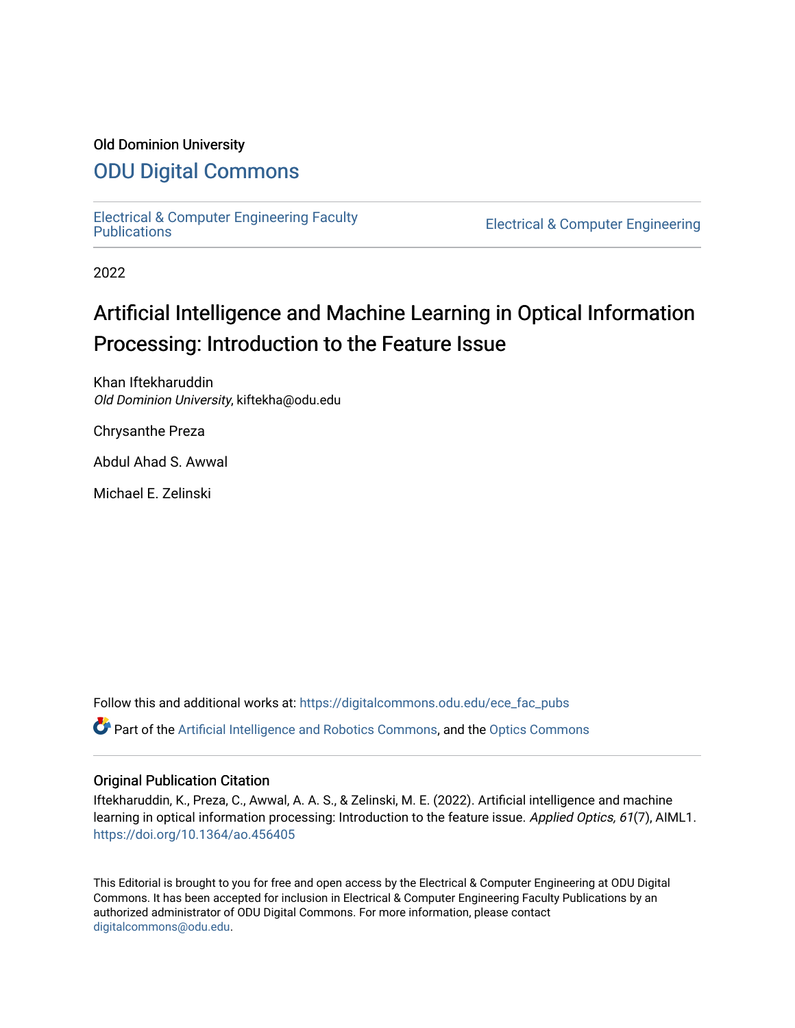Old Dominion University

# ODU Digital Commons

Electrical & Computer Engineering Faculty Publications

Electrical & Computer Engineering

2022

# Artificial Intelligence and Machine Learning in Optical Information Processing: Introduction to the Feature Issue

Khan Iftekharuddin
*Old Dominion University*, kiftekha@odu.edu

Chrysanthe Preza

Abdul Ahad S. Awwal

Michael E. Zelinski

Follow this and additional works at: https://digitalcommons.odu.edu/ece_fac_pubs

Part of the Artificial Intelligence and Robotics Commons, and the Optics Commons

## Original Publication Citation

Iftekharuddin, K., Preza, C., Awwal, A. A. S., & Zelinski, M. E. (2022). Artificial intelligence and machine learning in optical information processing: Introduction to the feature issue. *Applied Optics, 61*(7), AIML1. https://doi.org/10.1364/ao.456405

This Editorial is brought to you for free and open access by the Electrical & Computer Engineering at ODU Digital Commons. It has been accepted for inclusion in Electrical & Computer Engineering Faculty Publications by an authorized administrator of ODU Digital Commons. For more information, please contact digitalcommons@odu.edu.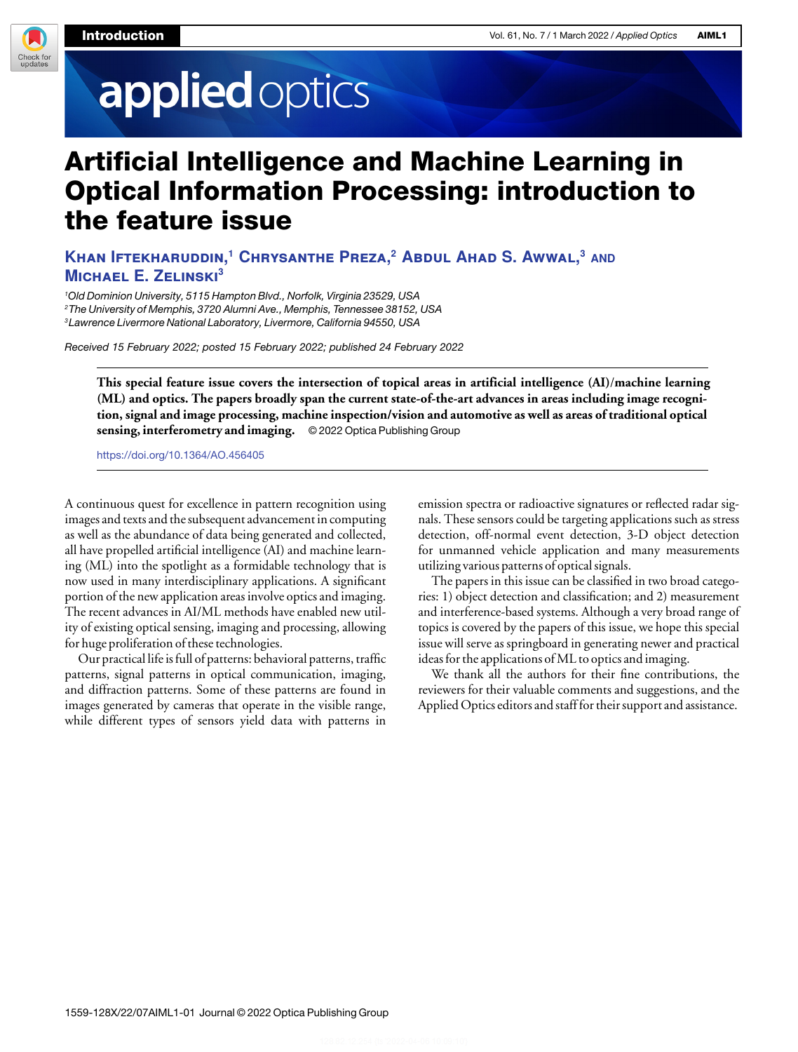# Artificial Intelligence and Machine Learning in Optical Information Processing: introduction to the feature issue

**Khan Iftekharuddin,[1] Chrysanthe Preza,[2] Abdul Ahad S. Awwal,[3] and Michael E. Zelinski[3]**

[1] Old Dominion University, 5115 Hampton Blvd., Norfolk, Virginia 23529, USA

[2] The University of Memphis, 3720 Alumni Ave., Memphis, Tennessee 38152, USA

[3] Lawrence Livermore National Laboratory, Livermore, California 94550, USA

*Received 15 February 2022; posted 15 February 2022; published 24 February 2022*

**This special feature issue covers the intersection of topical areas in artificial intelligence (AI)/machine learning (ML) and optics. The papers broadly span the current state-of-the-art advances in areas including image recognition, signal and image processing, machine inspection/vision and automotive as well as areas of traditional optical sensing, interferometry and imaging.** © 2022 Optica Publishing Group

https://doi.org/10.1364/AO.456405

A continuous quest for excellence in pattern recognition using images and texts and the subsequent advancement in computing as well as the abundance of data being generated and collected, all have propelled artificial intelligence (AI) and machine learning (ML) into the spotlight as a formidable technology that is now used in many interdisciplinary applications. A significant portion of the new application areas involve optics and imaging. The recent advances in AI/ML methods have enabled new utility of existing optical sensing, imaging and processing, allowing for huge proliferation of these technologies.

Our practical life is full of patterns: behavioral patterns, traffic patterns, signal patterns in optical communication, imaging, and diffraction patterns. Some of these patterns are found in images generated by cameras that operate in the visible range, while different types of sensors yield data with patterns in emission spectra or radioactive signatures or reflected radar signals. These sensors could be targeting applications such as stress detection, off-normal event detection, 3-D object detection for unmanned vehicle application and many measurements utilizing various patterns of optical signals.

The papers in this issue can be classified in two broad categories: 1) object detection and classification; and 2) measurement and interference-based systems. Although a very broad range of topics is covered by the papers of this issue, we hope this special issue will serve as springboard in generating newer and practical ideas for the applications of ML to optics and imaging.

We thank all the authors for their fine contributions, the reviewers for their valuable comments and suggestions, and the Applied Optics editors and staff for their support and assistance.